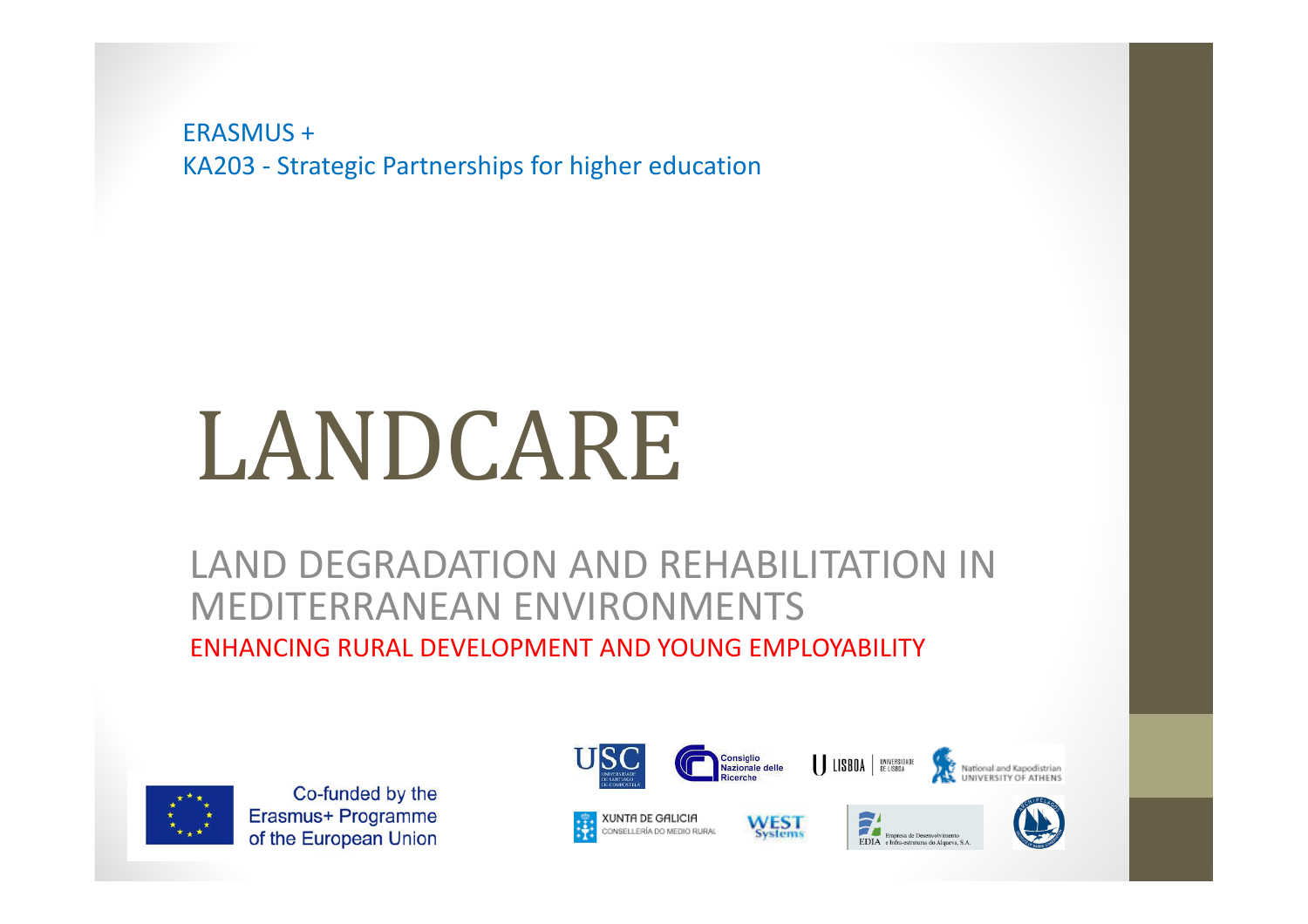ERASMUS +

KA203 - Strategic Partnerships for higher education

# LANDCARE

## LAND DEGRADATION AND REHABILITATION IN MEDITERRANEAN ENVIRONMENTS

ENHANCING RURAL DEVELOPMENT AND YOUNG EMPLOYABILITY

Co-funded by the Erasmus+ Programme of the European Union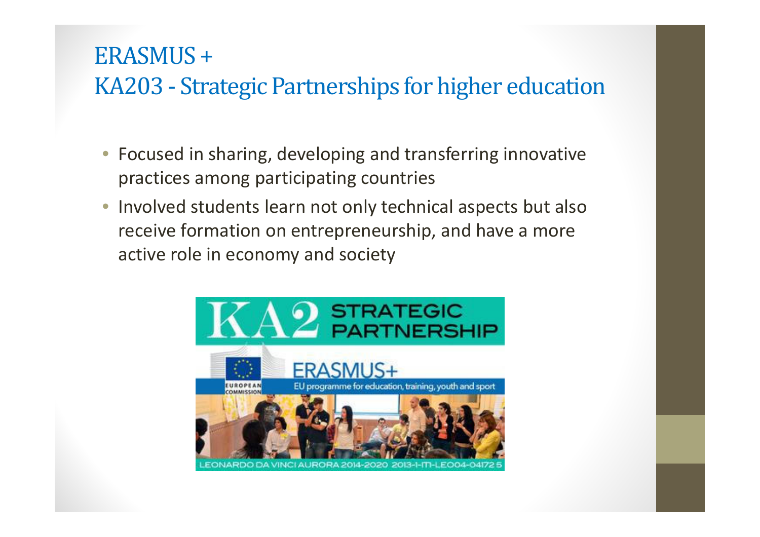# ERASMUS +
# KA203 - Strategic Partnerships for higher education

- Focused in sharing, developing and transferring innovative practices among participating countries
- Involved students learn not only technical aspects but also receive formation on entrepreneurship, and have a more active role in economy and society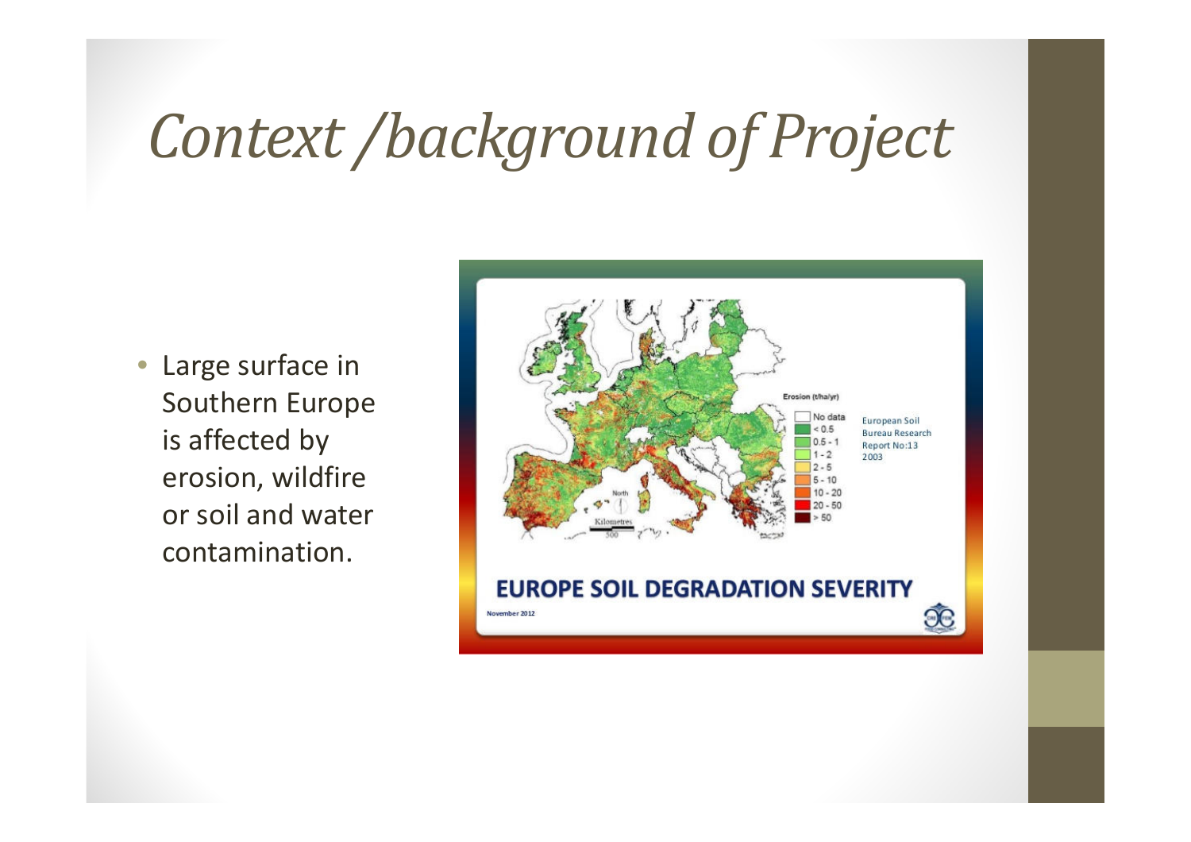# *Context /background of Project*

- Large surface in Southern Europe is affected by erosion, wildfire or soil and water contamination.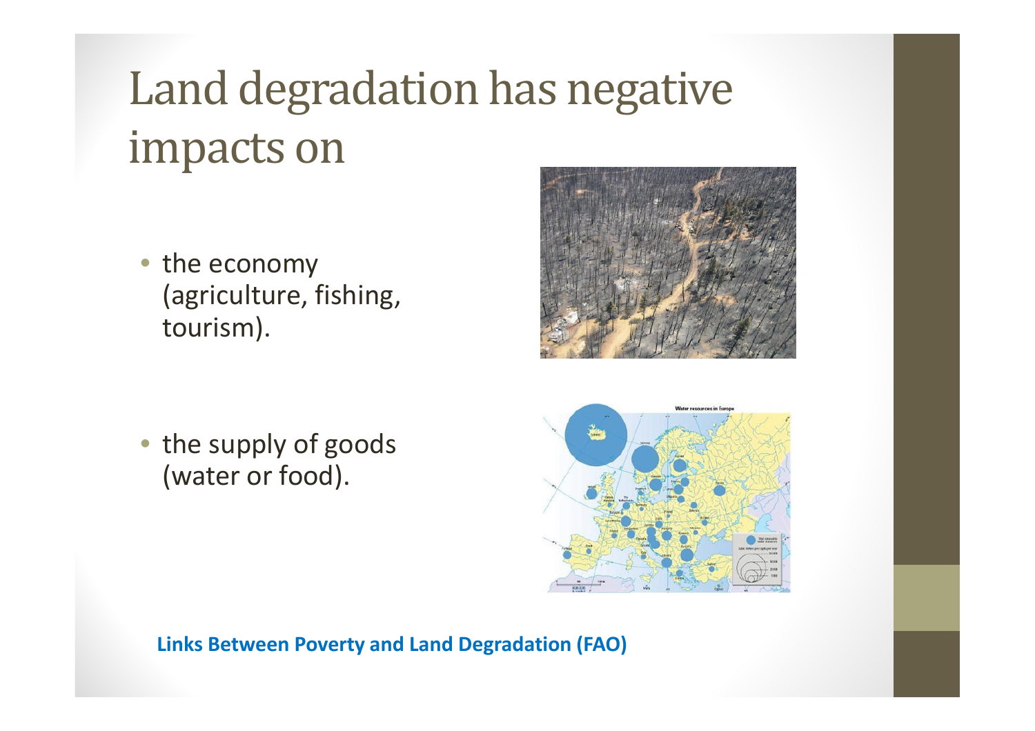# Land degradation has negative impacts on

- the economy (agriculture, fishing, tourism).

- the supply of goods (water or food).

**Links Between Poverty and Land Degradation (FAO)**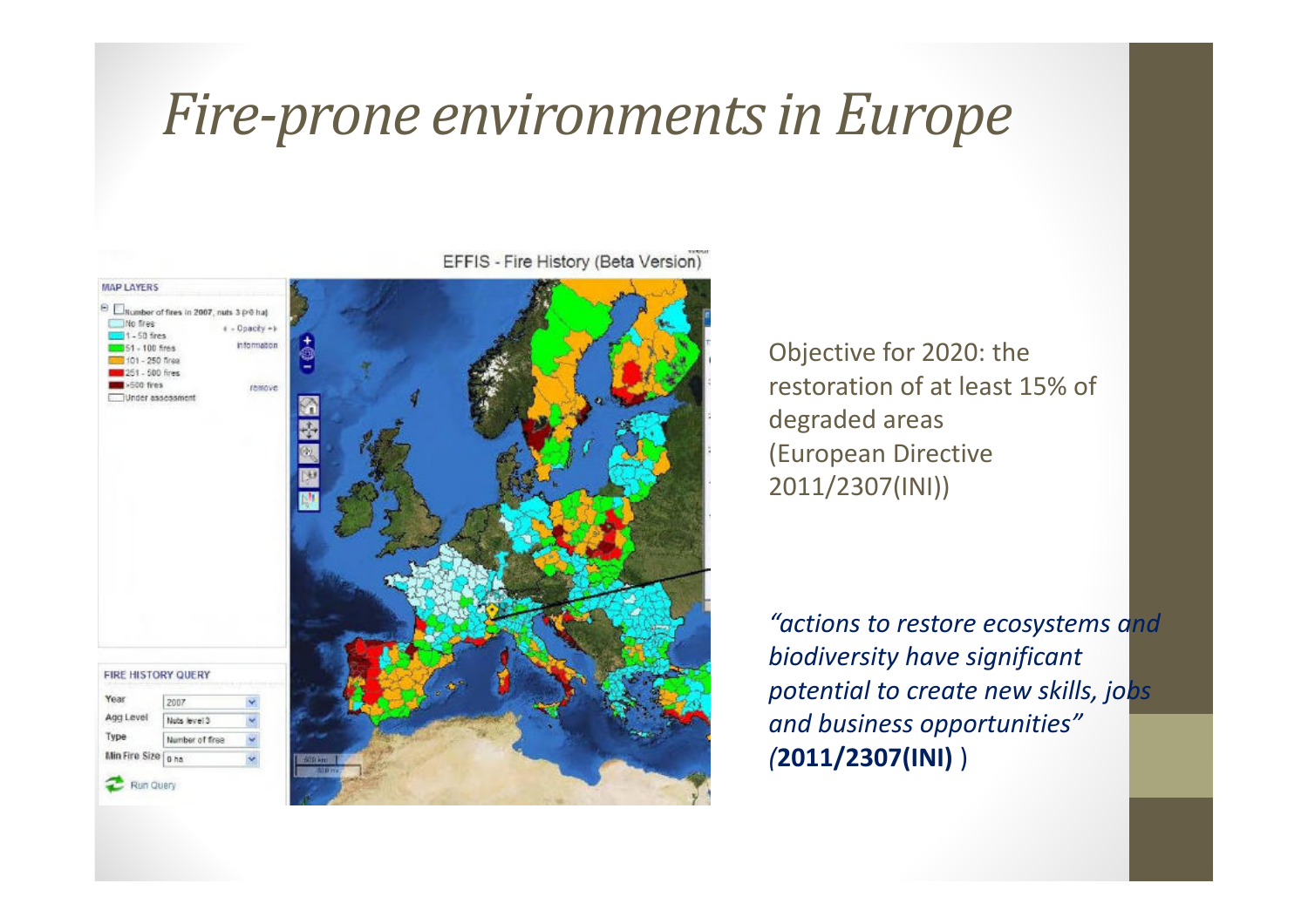# *Fire-prone environments in Europe*

Objective for 2020: the restoration of at least 15% of degraded areas (European Directive 2011/2307(INI))

*"actions to restore ecosystems and biodiversity have significant potential to create new skills, jobs and business opportunities"* *(***2011/2307(INI)** )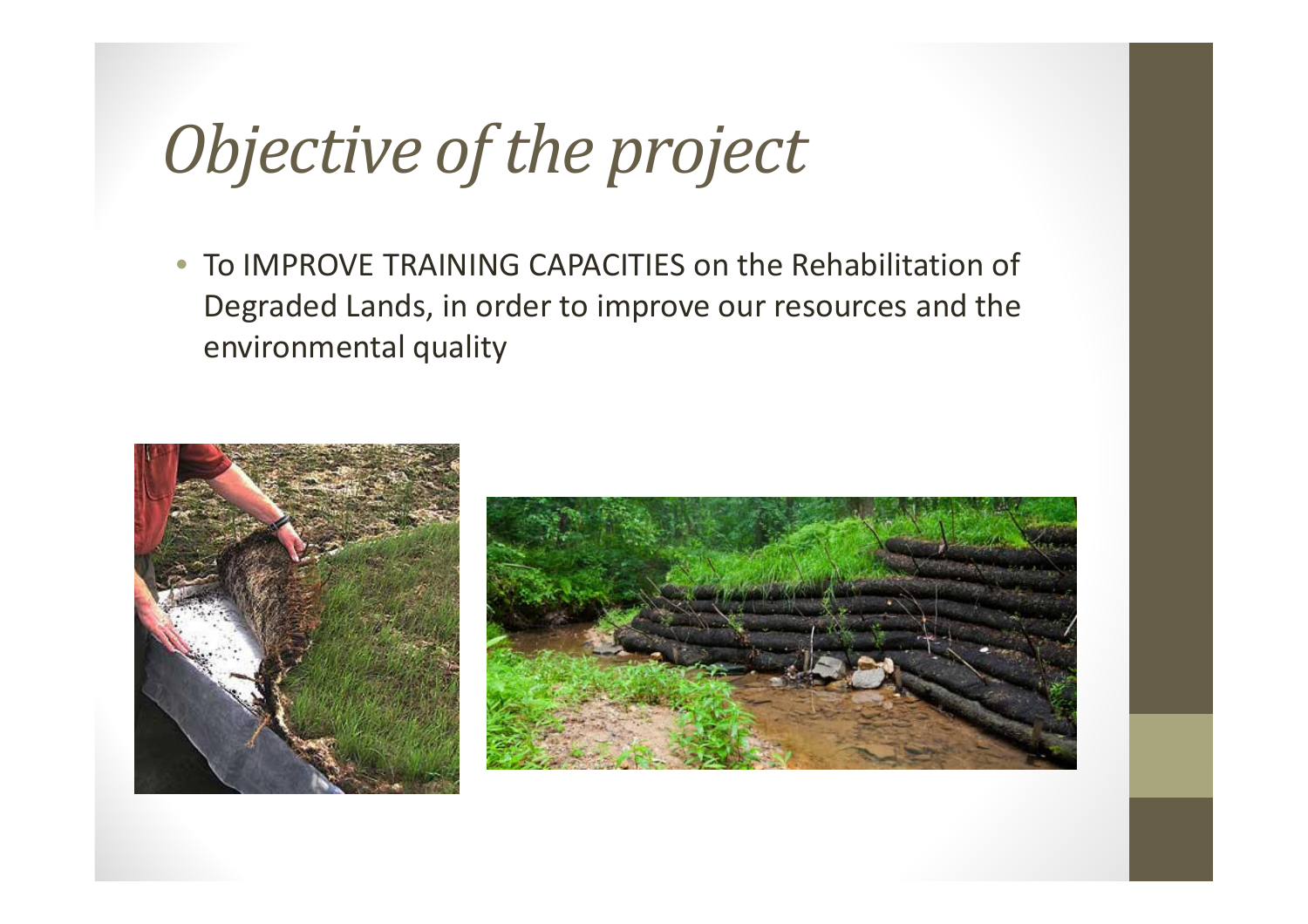# *Objective of the project*

- To IMPROVE TRAINING CAPACITIES on the Rehabilitation of Degraded Lands, in order to improve our resources and the environmental quality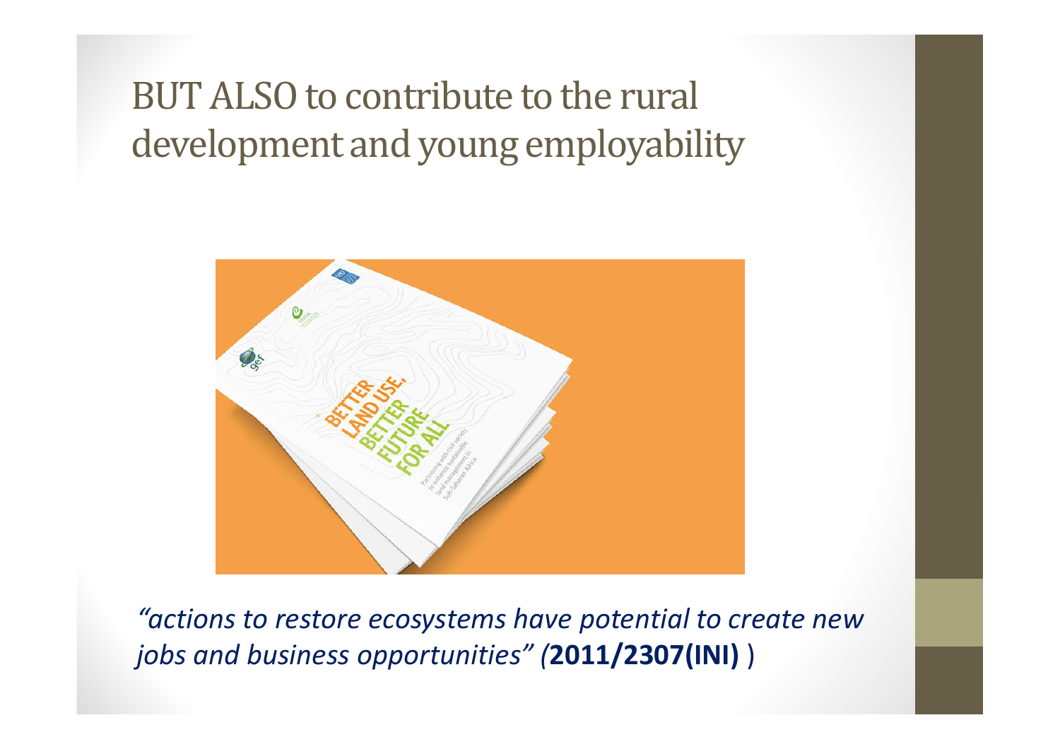# BUT ALSO to contribute to the rural development and young employability

*"actions to restore ecosystems have potential to create new jobs and business opportunities" (***2011/2307(INI)** )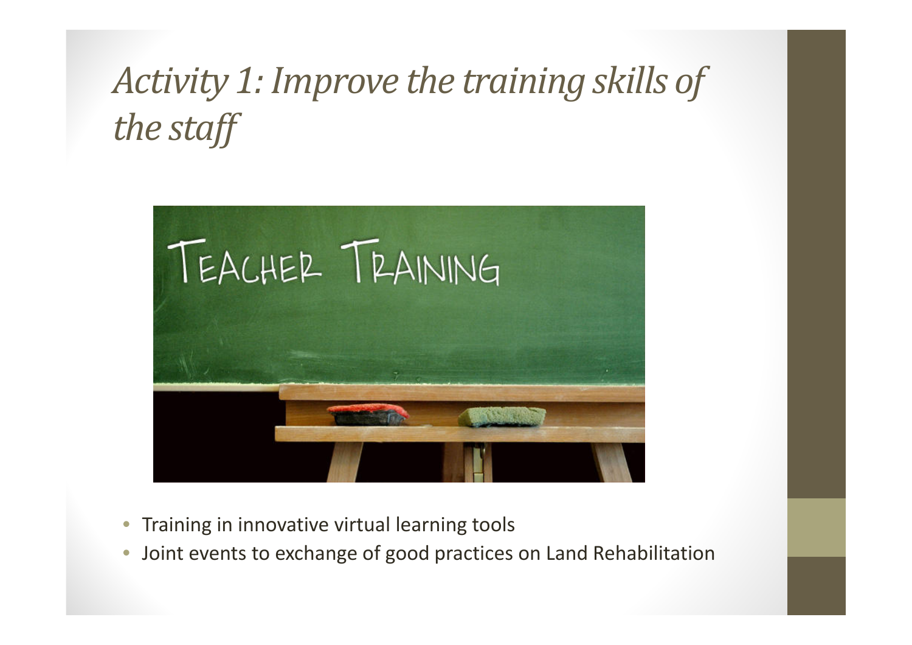# *Activity 1: Improve the training skills of the staff*

- Training in innovative virtual learning tools
- Joint events to exchange of good practices on Land Rehabilitation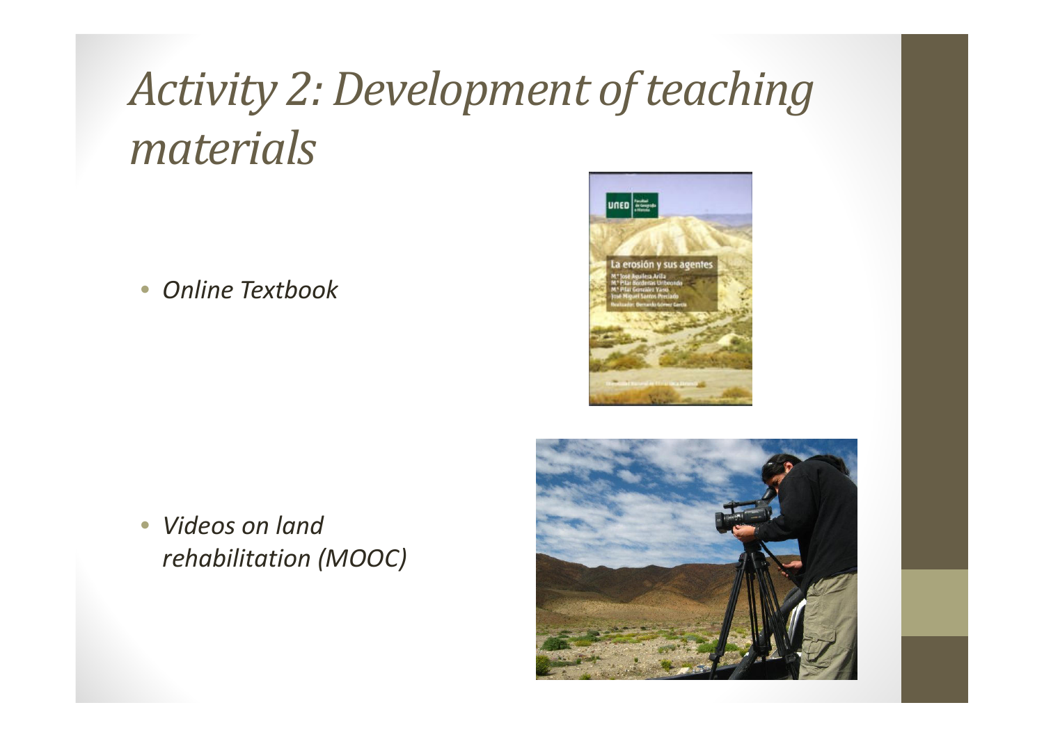# *Activity 2: Development of teaching materials*

- *Online Textbook*

- *Videos on land rehabilitation (MOOC)*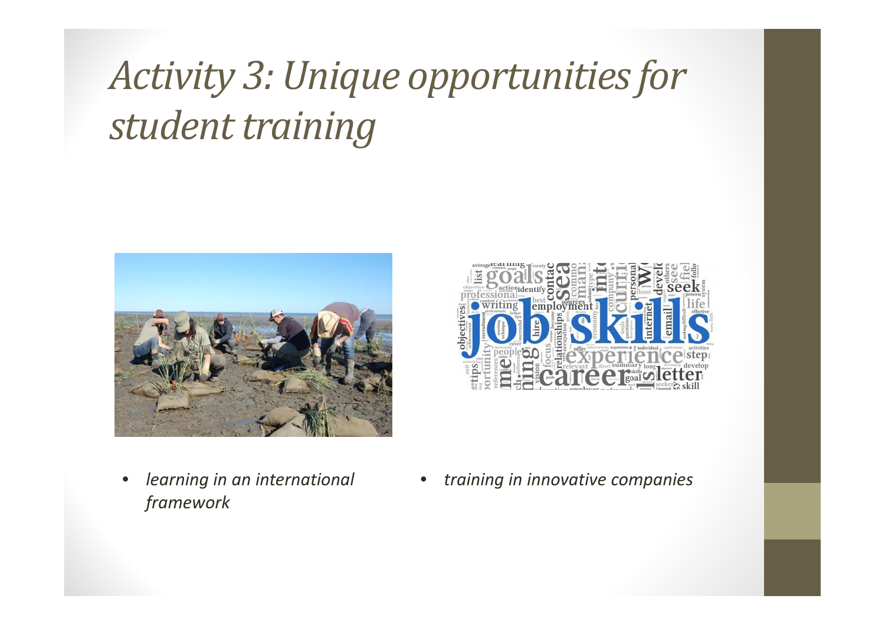# *Activity 3: Unique opportunities for student training*

- *learning in an international framework*
- *training in innovative companies*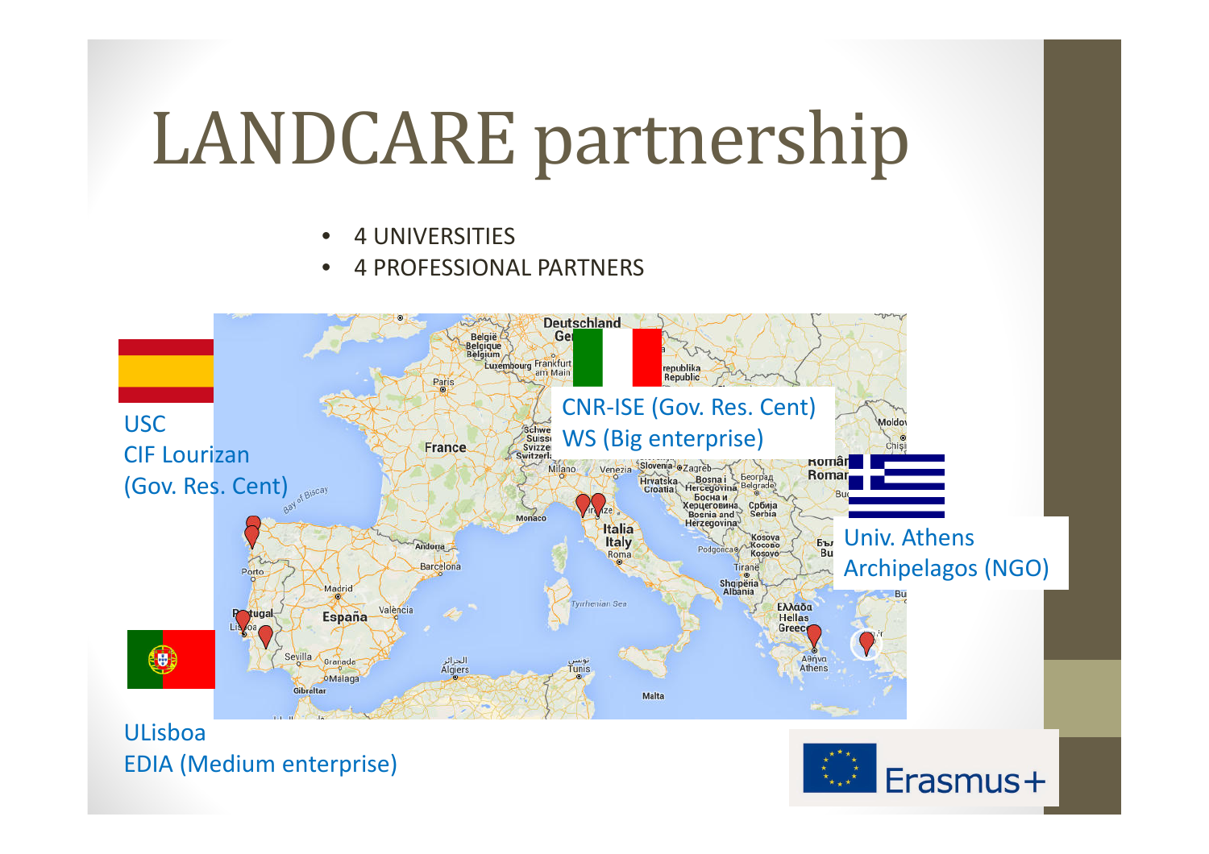# LANDCARE partnership

- 4 UNIVERSITIES
- 4 PROFESSIONAL PARTNERS

USC
CIF Lourizan
(Gov. Res. Cent)

CNR-ISE (Gov. Res. Cent)
WS (Big enterprise)

Univ. Athens
Archipelagos (NGO)

ULisboa
EDIA (Medium enterprise)

Erasmus+